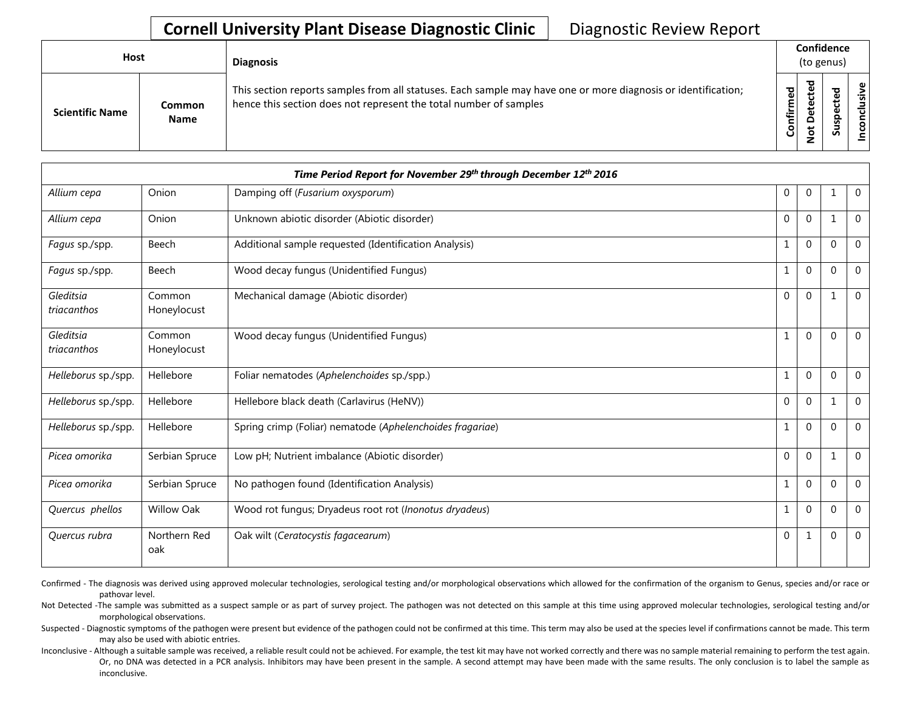**Cornell University Plant Disease Diagnostic Clinic** Diagnostic Review Report

| Host | | Diagnosis | Confidence (to genus) | | | |
|---|---|---|---|---|---|---|
| Scientific Name | Common Name | This section reports samples from all statuses. Each sample may have one or more diagnosis or identification; hence this section does not represent the total number of samples | Confirmed | Not Detected | Suspected | Inconclusive |
| ***Time Period Report for November 29th through December 12th 2016*** | | | | | | |
| *Allium cepa* | Onion | Damping off (*Fusarium oxysporum*) | 0 | 0 | 1 | 0 |
| *Allium cepa* | Onion | Unknown abiotic disorder (Abiotic disorder) | 0 | 0 | 1 | 0 |
| *Fagus* sp./spp. | Beech | Additional sample requested (Identification Analysis) | 1 | 0 | 0 | 0 |
| *Fagus* sp./spp. | Beech | Wood decay fungus (Unidentified Fungus) | 1 | 0 | 0 | 0 |
| *Gleditsia triacanthos* | Common Honeylocust | Mechanical damage (Abiotic disorder) | 0 | 0 | 1 | 0 |
| *Gleditsia triacanthos* | Common Honeylocust | Wood decay fungus (Unidentified Fungus) | 1 | 0 | 0 | 0 |
| *Helleborus* sp./spp. | Hellebore | Foliar nematodes (*Aphelenchoides* sp./spp.) | 1 | 0 | 0 | 0 |
| *Helleborus* sp./spp. | Hellebore | Hellebore black death (Carlavirus (HeNV)) | 0 | 0 | 1 | 0 |
| *Helleborus* sp./spp. | Hellebore | Spring crimp (Foliar) nematode (*Aphelenchoides fragariae*) | 1 | 0 | 0 | 0 |
| *Picea omorika* | Serbian Spruce | Low pH; Nutrient imbalance (Abiotic disorder) | 0 | 0 | 1 | 0 |
| *Picea omorika* | Serbian Spruce | No pathogen found (Identification Analysis) | 1 | 0 | 0 | 0 |
| *Quercus phellos* | Willow Oak | Wood rot fungus; Dryadeus root rot (*Inonotus dryadeus*) | 1 | 0 | 0 | 0 |
| *Quercus rubra* | Northern Red oak | Oak wilt (*Ceratocystis fagacearum*) | 0 | 1 | 0 | 0 |

Confirmed - The diagnosis was derived using approved molecular technologies, serological testing and/or morphological observations which allowed for the confirmation of the organism to Genus, species and/or race or pathovar level.

Not Detected -The sample was submitted as a suspect sample or as part of survey project. The pathogen was not detected on this sample at this time using approved molecular technologies, serological testing and/or morphological observations.

Suspected - Diagnostic symptoms of the pathogen were present but evidence of the pathogen could not be confirmed at this time. This term may also be used at the species level if confirmations cannot be made. This term may also be used with abiotic entries.

Inconclusive - Although a suitable sample was received, a reliable result could not be achieved. For example, the test kit may have not worked correctly and there was no sample material remaining to perform the test again. Or, no DNA was detected in a PCR analysis. Inhibitors may have been present in the sample. A second attempt may have been made with the same results. The only conclusion is to label the sample as inconclusive.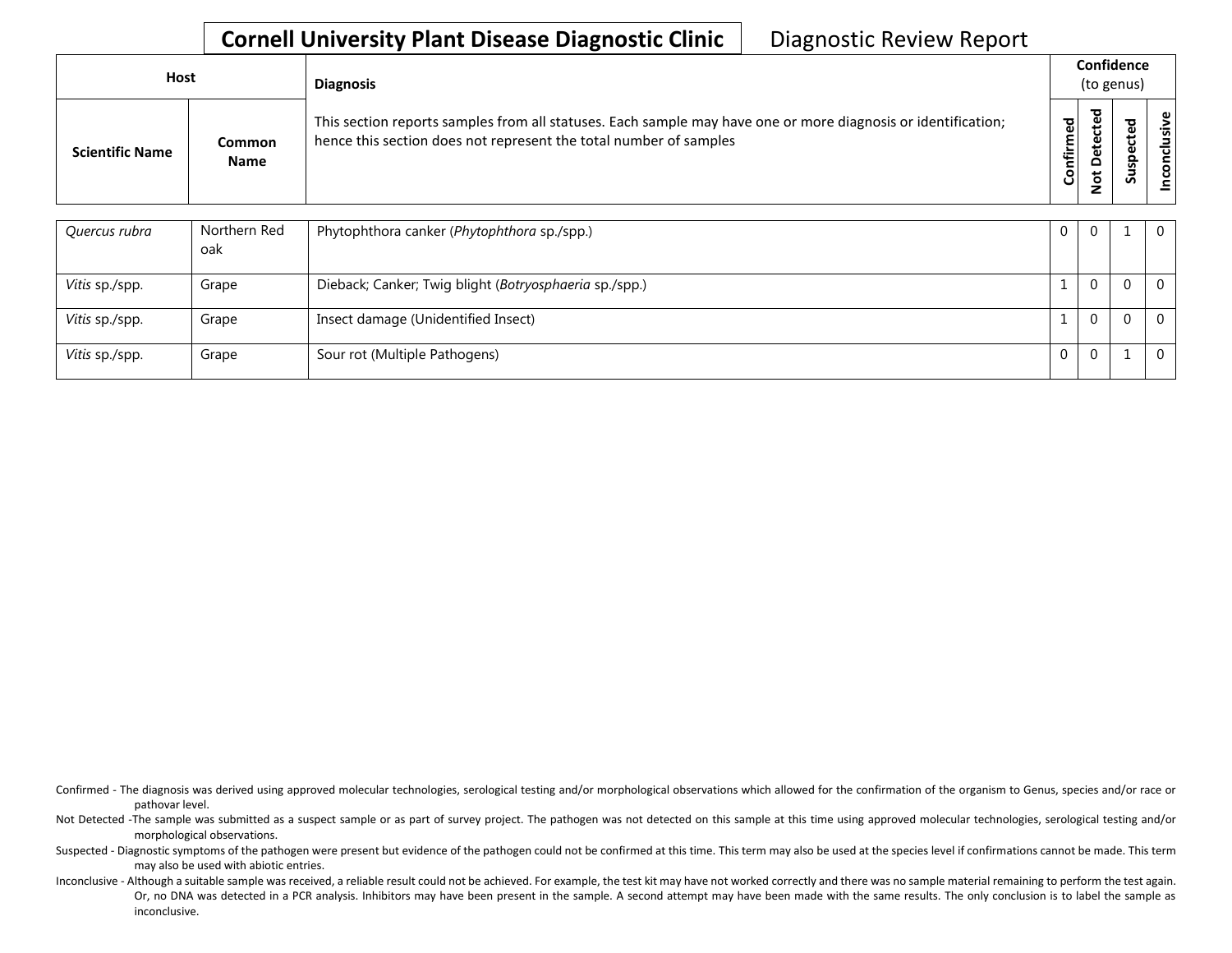**Cornell University Plant Disease Diagnostic Clinic** Diagnostic Review Report

| Host | | Diagnosis | Confidence (to genus) | | | |
|---|---|---|---|---|---|---|
| Scientific Name | Common Name | This section reports samples from all statuses. Each sample may have one or more diagnosis or identification; hence this section does not represent the total number of samples | Confirmed | Not Detected | Suspected | Inconclusive |
| *Quercus rubra* | Northern Red oak | Phytophthora canker (*Phytophthora* sp./spp.) | 0 | 0 | 1 | 0 |
| *Vitis* sp./spp. | Grape | Dieback; Canker; Twig blight (*Botryosphaeria* sp./spp.) | 1 | 0 | 0 | 0 |
| *Vitis* sp./spp. | Grape | Insect damage (Unidentified Insect) | 1 | 0 | 0 | 0 |
| *Vitis* sp./spp. | Grape | Sour rot (Multiple Pathogens) | 0 | 0 | 1 | 0 |

Confirmed - The diagnosis was derived using approved molecular technologies, serological testing and/or morphological observations which allowed for the confirmation of the organism to Genus, species and/or race or pathovar level.

Not Detected -The sample was submitted as a suspect sample or as part of survey project. The pathogen was not detected on this sample at this time using approved molecular technologies, serological testing and/or morphological observations.

Suspected - Diagnostic symptoms of the pathogen were present but evidence of the pathogen could not be confirmed at this time. This term may also be used at the species level if confirmations cannot be made. This term may also be used with abiotic entries.

Inconclusive - Although a suitable sample was received, a reliable result could not be achieved. For example, the test kit may have not worked correctly and there was no sample material remaining to perform the test again. Or, no DNA was detected in a PCR analysis. Inhibitors may have been present in the sample. A second attempt may have been made with the same results. The only conclusion is to label the sample as inconclusive.